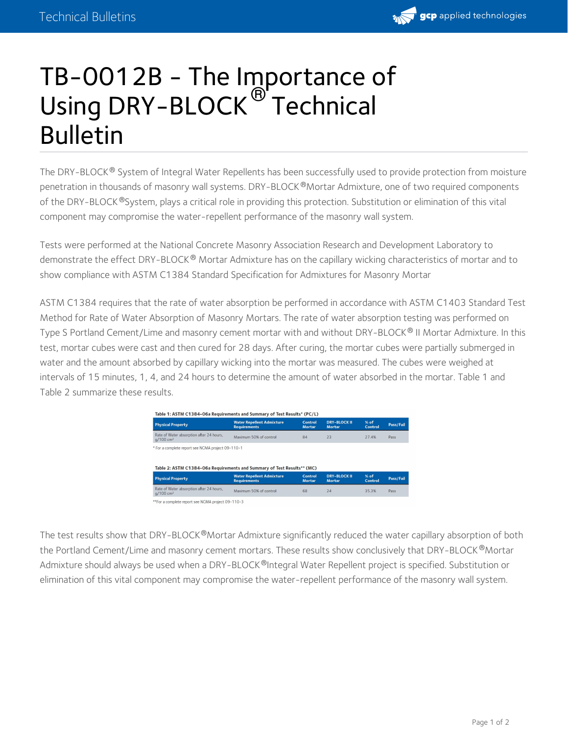# TB-0012B - The Importance of Using DRY-BLOCK® Technical Bulletin

The DRY-BLOCK® System of Integral Water Repellents has been successfully used to provide protection from moisture penetration in thousands of masonry wall systems. DRY-BLOCK®Mortar Admixture, one of two required components of the DRY-BLOCK®System, plays a critical role in providing this protection. Substitution or elimination of this vital component may compromise the water-repellent performance of the masonry wall system.

Tests were performed at the National Concrete Masonry Association Research and Development Laboratory to demonstrate the effect DRY-BLOCK® Mortar Admixture has on the capillary wicking characteristics of mortar and to show compliance with ASTM C1384 Standard Specification for Admixtures for Masonry Mortar

ASTM C1384 requires that the rate of water absorption be performed in accordance with ASTM C1403 Standard Test Method for Rate of Water Absorption of Masonry Mortars. The rate of water absorption testing was performed on Type S Portland Cement/Lime and masonry cement mortar with and without DRY-BLOCK® II Mortar Admixture. In this test, mortar cubes were cast and then cured for 28 days. After curing, the mortar cubes were partially submerged in water and the amount absorbed by capillary wicking into the mortar was measured. The cubes were weighed at intervals of 15 minutes, 1, 4, and 24 hours to determine the amount of water absorbed in the mortar. Table 1 and Table 2 summarize these results.

**Table 1: ASTM C1384-06a Requirements and Summary of Test Results* (PC/L)**

| Physical Property | Water Repellent Admixture Requirements | Control Mortar | DRY-BLOCK II Mortar | % of Control | Pass/Fail |
|---|---|---|---|---|---|
| Rate of Water absorption after 24 hours, g/100 cm² | Maximum 50% of control | 84 | 23 | 27.4% | Pass |

\* For a complete report see NCMA project 09-110-1

**Table 2: ASTM C1384-06a Requirements and Summary of Test Results** (MC)**

| Physical Property | Water Repellent Admixture Requirements | Control Mortar | DRY-BLOCK II Mortar | % of Control | Pass/Fail |
|---|---|---|---|---|---|
| Rate of Water absorption after 24 hours, g/100 cm² | Maximum 50% of control | 68 | 24 | 35.3% | Pass |

**For a complete report see NCMA project 09-110-3

The test results show that DRY-BLOCK®Mortar Admixture significantly reduced the water capillary absorption of both the Portland Cement/Lime and masonry cement mortars. These results show conclusively that DRY-BLOCK®Mortar Admixture should always be used when a DRY-BLOCK®Integral Water Repellent project is specified. Substitution or elimination of this vital component may compromise the water-repellent performance of the masonry wall system.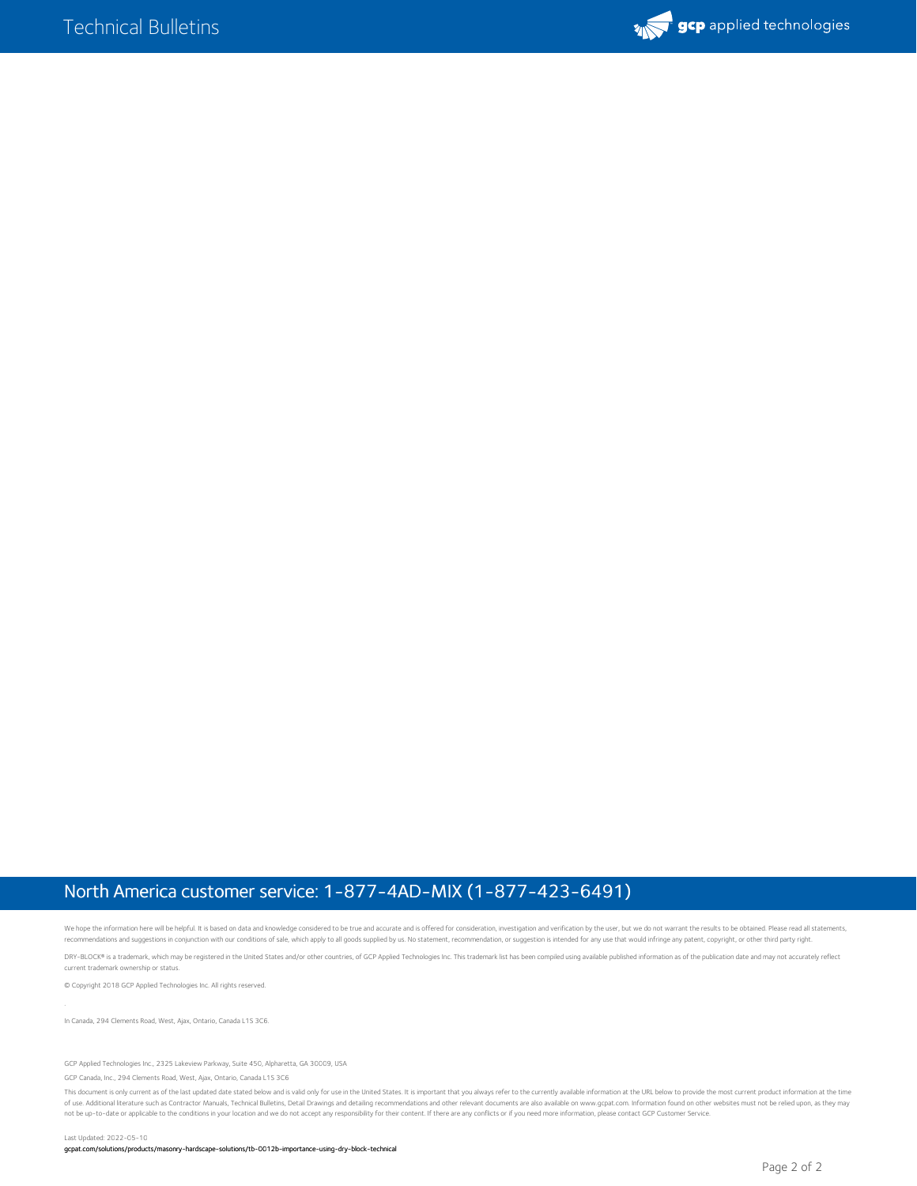## North America customer service: 1-877-4AD-MIX (1-877-423-6491)

We hope the information here will be helpful. It is based on data and knowledge considered to be true and accurate and is offered for consideration, investigation and verification by the user, but we do not warrant the results to be obtained. Please read all statements, recommendations and suggestions in conjunction with our conditions of sale, which apply to all goods supplied by us. No statement, recommendation, or suggestion is intended for any use that would infringe any patent, copyright, or other third party right.

DRY-BLOCK® is a trademark, which may be registered in the United States and/or other countries, of GCP Applied Technologies Inc. This trademark list has been compiled using available published information as of the publication date and may not accurately reflect current trademark ownership or status.

© Copyright 2018 GCP Applied Technologies Inc. All rights reserved.

In Canada, 294 Clements Road, West, Ajax, Ontario, Canada L1S 3C6.

GCP Applied Technologies Inc., 2325 Lakeview Parkway, Suite 450, Alpharetta, GA 30009, USA

GCP Canada, Inc., 294 Clements Road, West, Ajax, Ontario, Canada L1S 3C6

This document is only current as of the last updated date stated below and is valid only for use in the United States. It is important that you always refer to the currently available information at the URL below to provide the most current product information at the time of use. Additional literature such as Contractor Manuals, Technical Bulletins, Detail Drawings and detailing recommendations and other relevant documents are also available on www.gcpat.com. Information found on other websites must not be relied upon, as they may not be up-to-date or applicable to the conditions in your location and we do not accept any responsibility for their content. If there are any conflicts or if you need more information, please contact GCP Customer Service.

Last Updated: 2022-05-10

gcpat.com/solutions/products/masonry-hardscape-solutions/tb-0012b-importance-using-dry-block-technical